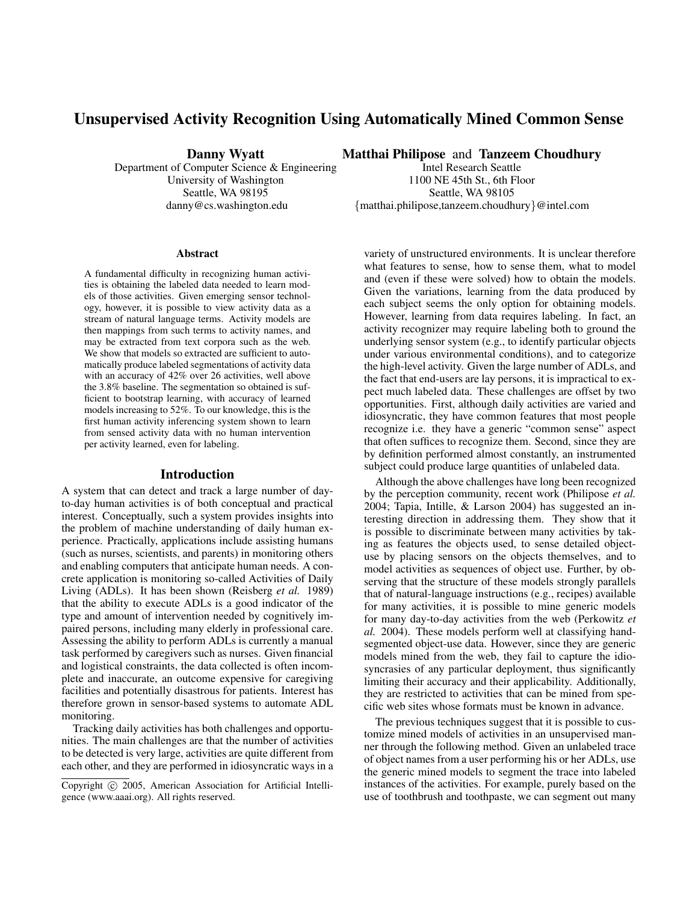# Unsupervised Activity Recognition Using Automatically Mined Common Sense

**Danny Wyatt**
Department of Computer Science & Engineering
University of Washington
Seattle, WA 98195
danny@cs.washington.edu

**Matthai Philipose** and **Tanzeem Choudhury**
Intel Research Seattle
1100 NE 45th St., 6th Floor
Seattle, WA 98105
{matthai.philipose,tanzeem.choudhury}@intel.com

## Abstract

A fundamental difficulty in recognizing human activities is obtaining the labeled data needed to learn models of those activities. Given emerging sensor technology, however, it is possible to view activity data as a stream of natural language terms. Activity models are then mappings from such terms to activity names, and may be extracted from text corpora such as the web. We show that models so extracted are sufficient to automatically produce labeled segmentations of activity data with an accuracy of 42% over 26 activities, well above the 3.8% baseline. The segmentation so obtained is sufficient to bootstrap learning, with accuracy of learned models increasing to 52%. To our knowledge, this is the first human activity inferencing system shown to learn from sensed activity data with no human intervention per activity learned, even for labeling.

## Introduction

A system that can detect and track a large number of day-to-day human activities is of both conceptual and practical interest. Conceptually, such a system provides insights into the problem of machine understanding of daily human experience. Practically, applications include assisting humans (such as nurses, scientists, and parents) in monitoring others and enabling computers that anticipate human needs. A concrete application is monitoring so-called Activities of Daily Living (ADLs). It has been shown (Reisberg *et al.* 1989) that the ability to execute ADLs is a good indicator of the type and amount of intervention needed by cognitively impaired persons, including many elderly in professional care. Assessing the ability to perform ADLs is currently a manual task performed by caregivers such as nurses. Given financial and logistical constraints, the data collected is often incomplete and inaccurate, an outcome expensive for caregiving facilities and potentially disastrous for patients. Interest has therefore grown in sensor-based systems to automate ADL monitoring.

Tracking daily activities has both challenges and opportunities. The main challenges are that the number of activities to be detected is very large, activities are quite different from each other, and they are performed in idiosyncratic ways in a variety of unstructured environments. It is unclear therefore what features to sense, how to sense them, what to model and (even if these were solved) how to obtain the models. Given the variations, learning from the data produced by each subject seems the only option for obtaining models. However, learning from data requires labeling. In fact, an activity recognizer may require labeling both to ground the underlying sensor system (e.g., to identify particular objects under various environmental conditions), and to categorize the high-level activity. Given the large number of ADLs, and the fact that end-users are lay persons, it is impractical to expect much labeled data. These challenges are offset by two opportunities. First, although daily activities are varied and idiosyncratic, they have common features that most people recognize i.e. they have a generic "common sense" aspect that often suffices to recognize them. Second, since they are by definition performed almost constantly, an instrumented subject could produce large quantities of unlabeled data.

Although the above challenges have long been recognized by the perception community, recent work (Philipose *et al.* 2004; Tapia, Intille, & Larson 2004) has suggested an interesting direction in addressing them. They show that it is possible to discriminate between many activities by taking as features the objects used, to sense detailed object-use by placing sensors on the objects themselves, and to model activities as sequences of object use. Further, by observing that the structure of these models strongly parallels that of natural-language instructions (e.g., recipes) available for many activities, it is possible to mine generic models for many day-to-day activities from the web (Perkowitz *et al.* 2004). These models perform well at classifying hand-segmented object-use data. However, since they are generic models mined from the web, they fail to capture the idiosyncrasies of any particular deployment, thus significantly limiting their accuracy and their applicability. Additionally, they are restricted to activities that can be mined from specific web sites whose formats must be known in advance.

The previous techniques suggest that it is possible to customize mined models of activities in an unsupervised manner through the following method. Given an unlabeled trace of object names from a user performing his or her ADLs, use the generic mined models to segment the trace into labeled instances of the activities. For example, purely based on the use of toothbrush and toothpaste, we can segment out many

Copyright © 2005, American Association for Artificial Intelligence (www.aaai.org). All rights reserved.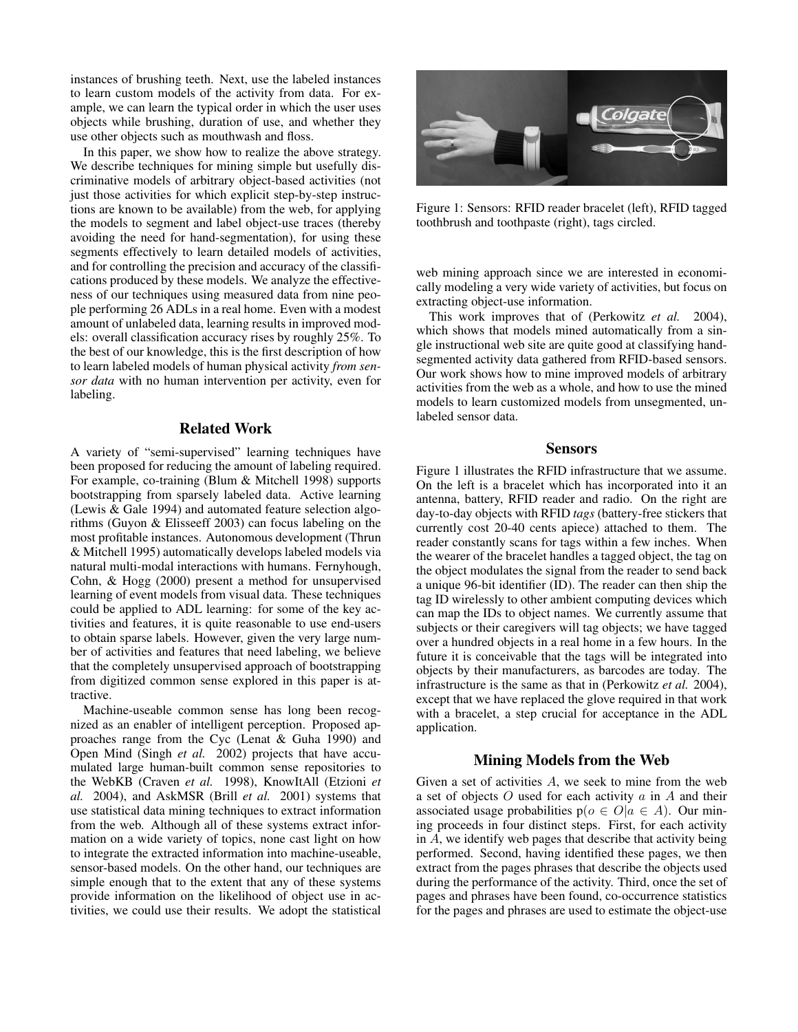instances of brushing teeth. Next, use the labeled instances to learn custom models of the activity from data. For example, we can learn the typical order in which the user uses objects while brushing, duration of use, and whether they use other objects such as mouthwash and floss.

In this paper, we show how to realize the above strategy. We describe techniques for mining simple but usefully discriminative models of arbitrary object-based activities (not just those activities for which explicit step-by-step instructions are known to be available) from the web, for applying the models to segment and label object-use traces (thereby avoiding the need for hand-segmentation), for using these segments effectively to learn detailed models of activities, and for controlling the precision and accuracy of the classifications produced by these models. We analyze the effectiveness of our techniques using measured data from nine people performing 26 ADLs in a real home. Even with a modest amount of unlabeled data, learning results in improved models: overall classification accuracy rises by roughly 25%. To the best of our knowledge, this is the first description of how to learn labeled models of human physical activity *from sensor data* with no human intervention per activity, even for labeling.

## Related Work

A variety of "semi-supervised" learning techniques have been proposed for reducing the amount of labeling required. For example, co-training (Blum & Mitchell 1998) supports bootstrapping from sparsely labeled data. Active learning (Lewis & Gale 1994) and automated feature selection algorithms (Guyon & Elisseeff 2003) can focus labeling on the most profitable instances. Autonomous development (Thrun & Mitchell 1995) automatically develops labeled models via natural multi-modal interactions with humans. Fernyhough, Cohn, & Hogg (2000) present a method for unsupervised learning of event models from visual data. These techniques could be applied to ADL learning: for some of the key activities and features, it is quite reasonable to use end-users to obtain sparse labels. However, given the very large number of activities and features that need labeling, we believe that the completely unsupervised approach of bootstrapping from digitized common sense explored in this paper is attractive.

Machine-useable common sense has long been recognized as an enabler of intelligent perception. Proposed approaches range from the Cyc (Lenat & Guha 1990) and Open Mind (Singh *et al.* 2002) projects that have accumulated large human-built common sense repositories to the WebKB (Craven *et al.* 1998), KnowItAll (Etzioni *et al.* 2004), and AskMSR (Brill *et al.* 2001) systems that use statistical data mining techniques to extract information from the web. Although all of these systems extract information on a wide variety of topics, none cast light on how to integrate the extracted information into machine-useable, sensor-based models. On the other hand, our techniques are simple enough that to the extent that any of these systems provide information on the likelihood of object use in activities, we could use their results. We adopt the statistical web mining approach since we are interested in economically modeling a very wide variety of activities, but focus on extracting object-use information.

Figure 1: Sensors: RFID reader bracelet (left), RFID tagged toothbrush and toothpaste (right), tags circled.

This work improves that of (Perkowitz *et al.* 2004), which shows that models mined automatically from a single instructional web site are quite good at classifying hand-segmented activity data gathered from RFID-based sensors. Our work shows how to mine improved models of arbitrary activities from the web as a whole, and how to use the mined models to learn customized models from unsegmented, unlabeled sensor data.

## Sensors

Figure 1 illustrates the RFID infrastructure that we assume. On the left is a bracelet which has incorporated into it an antenna, battery, RFID reader and radio. On the right are day-to-day objects with RFID *tags* (battery-free stickers that currently cost 20-40 cents apiece) attached to them. The reader constantly scans for tags within a few inches. When the wearer of the bracelet handles a tagged object, the tag on the object modulates the signal from the reader to send back a unique 96-bit identifier (ID). The reader can then ship the tag ID wirelessly to other ambient computing devices which can map the IDs to object names. We currently assume that subjects or their caregivers will tag objects; we have tagged over a hundred objects in a real home in a few hours. In the future it is conceivable that the tags will be integrated into objects by their manufacturers, as barcodes are today. The infrastructure is the same as that in (Perkowitz *et al.* 2004), except that we have replaced the glove required in that work with a bracelet, a step crucial for acceptance in the ADL application.

## Mining Models from the Web

Given a set of activities $A$, we seek to mine from the web a set of objects $O$ used for each activity $a$ in $A$ and their associated usage probabilities $p(o \in O | a \in A)$. Our mining proceeds in four distinct steps. First, for each activity in $A$, we identify web pages that describe that activity being performed. Second, having identified these pages, we then extract from the pages phrases that describe the objects used during the performance of the activity. Third, once the set of pages and phrases have been found, co-occurrence statistics for the pages and phrases are used to estimate the object-use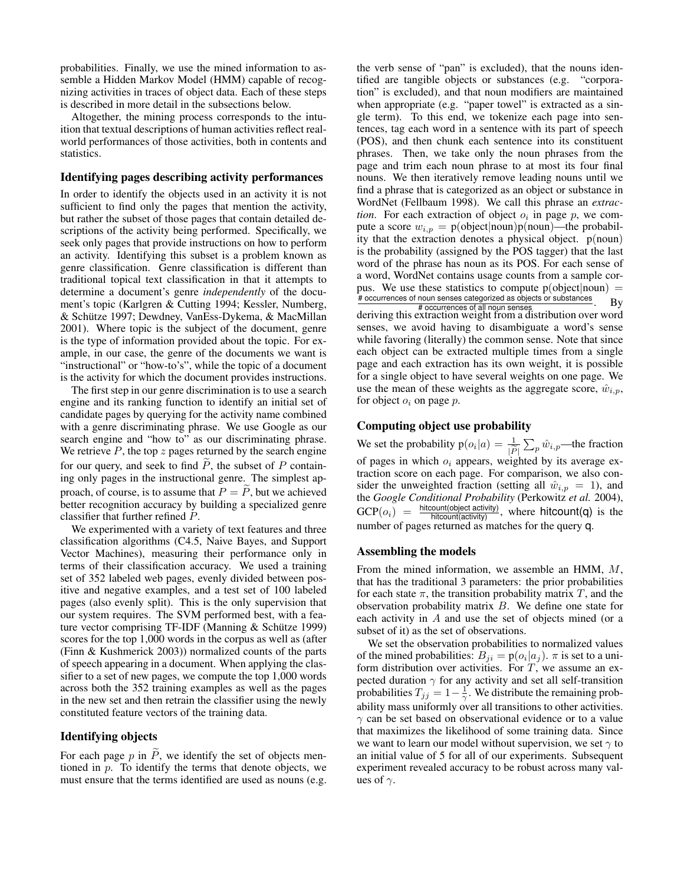probabilities. Finally, we use the mined information to assemble a Hidden Markov Model (HMM) capable of recognizing activities in traces of object data. Each of these steps is described in more detail in the subsections below.

Altogether, the mining process corresponds to the intuition that textual descriptions of human activities reflect real-world performances of those activities, both in contents and statistics.

### Identifying pages describing activity performances

In order to identify the objects used in an activity it is not sufficient to find only the pages that mention the activity, but rather the subset of those pages that contain detailed descriptions of the activity being performed. Specifically, we seek only pages that provide instructions on how to perform an activity. Identifying this subset is a problem known as genre classification. Genre classification is different than traditional topical text classification in that it attempts to determine a document's genre *independently* of the document's topic (Karlgren & Cutting 1994; Kessler, Numberg, & Schütze 1997; Dewdney, VanEss-Dykema, & MacMillan 2001). Where topic is the subject of the document, genre is the type of information provided about the topic. For example, in our case, the genre of the documents we want is "instructional" or "how-to's", while the topic of a document is the activity for which the document provides instructions.

The first step in our genre discrimination is to use a search engine and its ranking function to identify an initial set of candidate pages by querying for the activity name combined with a genre discriminating phrase. We use Google as our search engine and "how to" as our discriminating phrase. We retrieve $P$, the top $z$ pages returned by the search engine for our query, and seek to find $\widetilde{P}$, the subset of $P$ containing only pages in the instructional genre. The simplest approach, of course, is to assume that $P = \widetilde{P}$, but we achieved better recognition accuracy by building a specialized genre classifier that further refined $P$.

We experimented with a variety of text features and three classification algorithms (C4.5, Naive Bayes, and Support Vector Machines), measuring their performance only in terms of their classification accuracy. We used a training set of 352 labeled web pages, evenly divided between positive and negative examples, and a test set of 100 labeled pages (also evenly split). This is the only supervision that our system requires. The SVM performed best, with a feature vector comprising TF-IDF (Manning & Schütze 1999) scores for the top 1,000 words in the corpus as well as (after (Finn & Kushmerick 2003)) normalized counts of the parts of speech appearing in a document. When applying the classifier to a set of new pages, we compute the top 1,000 words across both the 352 training examples as well as the pages in the new set and then retrain the classifier using the newly constituted feature vectors of the training data.

### Identifying objects

For each page $p$ in $\widetilde{P}$, we identify the set of objects mentioned in $p$. To identify the terms that denote objects, we must ensure that the terms identified are used as nouns (e.g. the verb sense of "pan" is excluded), that the nouns identified are tangible objects or substances (e.g. "corporation" is excluded), and that noun modifiers are maintained when appropriate (e.g. "paper towel" is extracted as a single term). To this end, we tokenize each page into sentences, tag each word in a sentence with its part of speech (POS), and then chunk each sentence into its constituent phrases. Then, we take only the noun phrases from the page and trim each noun phrase to at most its four final nouns. We then iteratively remove leading nouns until we find a phrase that is categorized as an object or substance in WordNet (Fellbaum 1998). We call this phrase an *extraction*. For each extraction of object $o_i$ in page $p$, we compute a score $w_{i,p} = \text{p(object|noun)p(noun)}$—the probability that the extraction denotes a physical object. p(noun) is the probability (assigned by the POS tagger) that the last word of the phrase has noun as its POS. For each sense of a word, WordNet contains usage counts from a sample corpus. We use these statistics to compute $\text{p(object|noun)} = \frac{\text{\# occurrences of noun senses categorized as objects or substances}}{\text{\# occurrences of all noun senses}}$. By deriving this extraction weight from a distribution over word senses, we avoid having to disambiguate a word's sense while favoring (literally) the common sense. Note that since each object can be extracted multiple times from a single page and each extraction has its own weight, it is possible for a single object to have several weights on one page. We use the mean of these weights as the aggregate score, $\hat{w}_{i,p}$, for object $o_i$ on page $p$.

### Computing object use probability

We set the probability $\text{p}(o_i|a) = \frac{1}{|\widetilde{P}|}\sum_p \hat{w}_{i,p}$—the fraction of pages in which $o_i$ appears, weighted by its average extraction score on each page. For comparison, we also consider the unweighted fraction (setting all $\hat{w}_{i,p} = 1$), and the *Google Conditional Probability* (Perkowitz *et al.* 2004), $\text{GCP}(o_i) = \frac{\text{hitcount(object activity)}}{\text{hitcount(activity)}}$, where hitcount(q) is the number of pages returned as matches for the query q.

### Assembling the models

From the mined information, we assemble an HMM, $M$, that has the traditional 3 parameters: the prior probabilities for each state $\pi$, the transition probability matrix $T$, and the observation probability matrix $B$. We define one state for each activity in $A$ and use the set of objects mined (or a subset of it) as the set of observations.

We set the observation probabilities to normalized values of the mined probabilities: $B_{ji} = \text{p}(o_i|a_j)$. $\pi$ is set to a uniform distribution over activities. For $T$, we assume an expected duration $\gamma$ for any activity and set all self-transition probabilities $T_{jj} = 1 - \frac{1}{\gamma}$. We distribute the remaining probability mass uniformly over all transitions to other activities. $\gamma$ can be set based on observational evidence or to a value that maximizes the likelihood of some training data. Since we want to learn our model without supervision, we set $\gamma$ to an initial value of 5 for all of our experiments. Subsequent experiment revealed accuracy to be robust across many values of $\gamma$.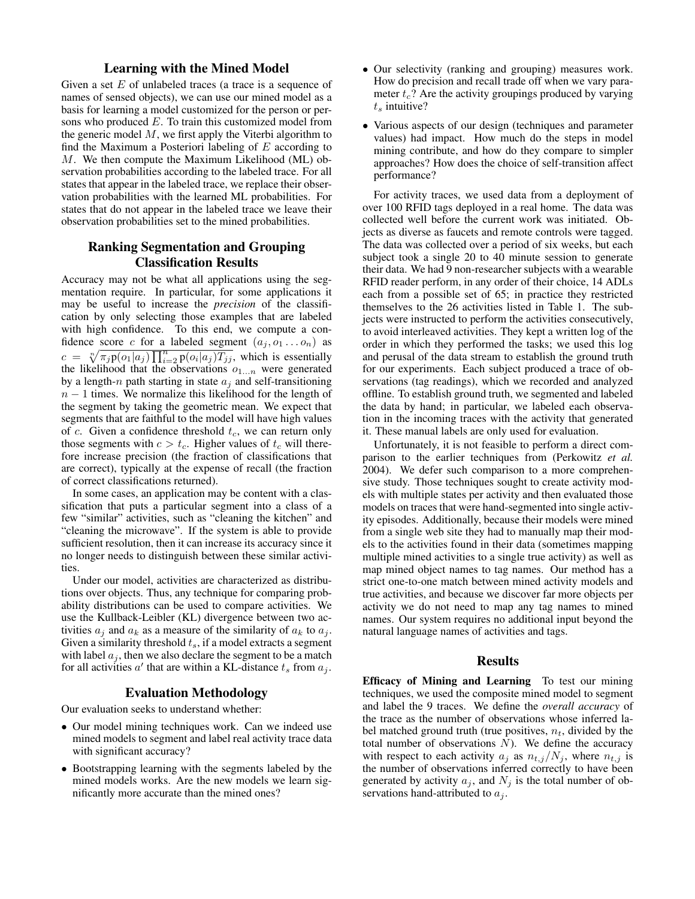## Learning with the Mined Model

Given a set $E$ of unlabeled traces (a trace is a sequence of names of sensed objects), we can use our mined model as a basis for learning a model customized for the person or persons who produced $E$. To train this customized model from the generic model $M$, we first apply the Viterbi algorithm to find the Maximum a Posteriori labeling of $E$ according to $M$. We then compute the Maximum Likelihood (ML) observation probabilities according to the labeled trace. For all states that appear in the labeled trace, we replace their observation probabilities with the learned ML probabilities. For states that do not appear in the labeled trace we leave their observation probabilities set to the mined probabilities.

## Ranking Segmentation and Grouping Classification Results

Accuracy may not be what all applications using the segmentation require. In particular, for some applications it may be useful to increase the *precision* of the classification by only selecting those examples that are labeled with high confidence. To this end, we compute a confidence score $c$ for a labeled segment $(a_j, o_1 \ldots o_n)$ as $c = \sqrt[n]{\pi_j \mathrm{p}(o_1|a_j) \prod_{i=2}^{n} \mathrm{p}(o_i|a_j) T_{jj}}$, which is essentially the likelihood that the observations $o_{1\ldots n}$ were generated by a length-$n$ path starting in state $a_j$ and self-transitioning $n-1$ times. We normalize this likelihood for the length of the segment by taking the geometric mean. We expect that segments that are faithful to the model will have high values of $c$. Given a confidence threshold $t_c$, we can return only those segments with $c > t_c$. Higher values of $t_c$ will therefore increase precision (the fraction of classifications that are correct), typically at the expense of recall (the fraction of correct classifications returned).

In some cases, an application may be content with a classification that puts a particular segment into a class of a few "similar" activities, such as "cleaning the kitchen" and "cleaning the microwave". If the system is able to provide sufficient resolution, then it can increase its accuracy since it no longer needs to distinguish between these similar activities.

Under our model, activities are characterized as distributions over objects. Thus, any technique for comparing probability distributions can be used to compare activities. We use the Kullback-Leibler (KL) divergence between two activities $a_j$ and $a_k$ as a measure of the similarity of $a_k$ to $a_j$. Given a similarity threshold $t_s$, if a model extracts a segment with label $a_j$, then we also declare the segment to be a match for all activities $a'$ that are within a KL-distance $t_s$ from $a_j$.

## Evaluation Methodology

Our evaluation seeks to understand whether:

- Our model mining techniques work. Can we indeed use mined models to segment and label real activity trace data with significant accuracy?
- Bootstrapping learning with the segments labeled by the mined models works. Are the new models we learn significantly more accurate than the mined ones?
- Our selectivity (ranking and grouping) measures work. How do precision and recall trade off when we vary parameter $t_c$? Are the activity groupings produced by varying $t_s$ intuitive?
- Various aspects of our design (techniques and parameter values) had impact. How much do the steps in model mining contribute, and how do they compare to simpler approaches? How does the choice of self-transition affect performance?

For activity traces, we used data from a deployment of over 100 RFID tags deployed in a real home. The data was collected well before the current work was initiated. Objects as diverse as faucets and remote controls were tagged. The data was collected over a period of six weeks, but each subject took a single 20 to 40 minute session to generate their data. We had 9 non-researcher subjects with a wearable RFID reader perform, in any order of their choice, 14 ADLs each from a possible set of 65; in practice they restricted themselves to the 26 activities listed in Table 1. The subjects were instructed to perform the activities consecutively, to avoid interleaved activities. They kept a written log of the order in which they performed the tasks; we used this log and perusal of the data stream to establish the ground truth for our experiments. Each subject produced a trace of observations (tag readings), which we recorded and analyzed offline. To establish ground truth, we segmented and labeled the data by hand; in particular, we labeled each observation in the incoming traces with the activity that generated it. These manual labels are only used for evaluation.

Unfortunately, it is not feasible to perform a direct comparison to the earlier techniques from (Perkowitz *et al.* 2004). We defer such comparison to a more comprehensive study. Those techniques sought to create activity models with multiple states per activity and then evaluated those models on traces that were hand-segmented into single activity episodes. Additionally, because their models were mined from a single web site they had to manually map their models to the activities found in their data (sometimes mapping multiple mined activities to a single true activity) as well as map mined object names to tag names. Our method has a strict one-to-one match between mined activity models and true activities, and because we discover far more objects per activity we do not need to map any tag names to mined names. Our system requires no additional input beyond the natural language names of activities and tags.

## Results

**Efficacy of Mining and Learning** To test our mining techniques, we used the composite mined model to segment and label the 9 traces. We define the *overall accuracy* of the trace as the number of observations whose inferred label matched ground truth (true positives, $n_t$, divided by the total number of observations $N$). We define the accuracy with respect to each activity $a_j$ as $n_{t,j}/N_j$, where $n_{t,j}$ is the number of observations inferred correctly to have been generated by activity $a_j$, and $N_j$ is the total number of observations hand-attributed to $a_j$.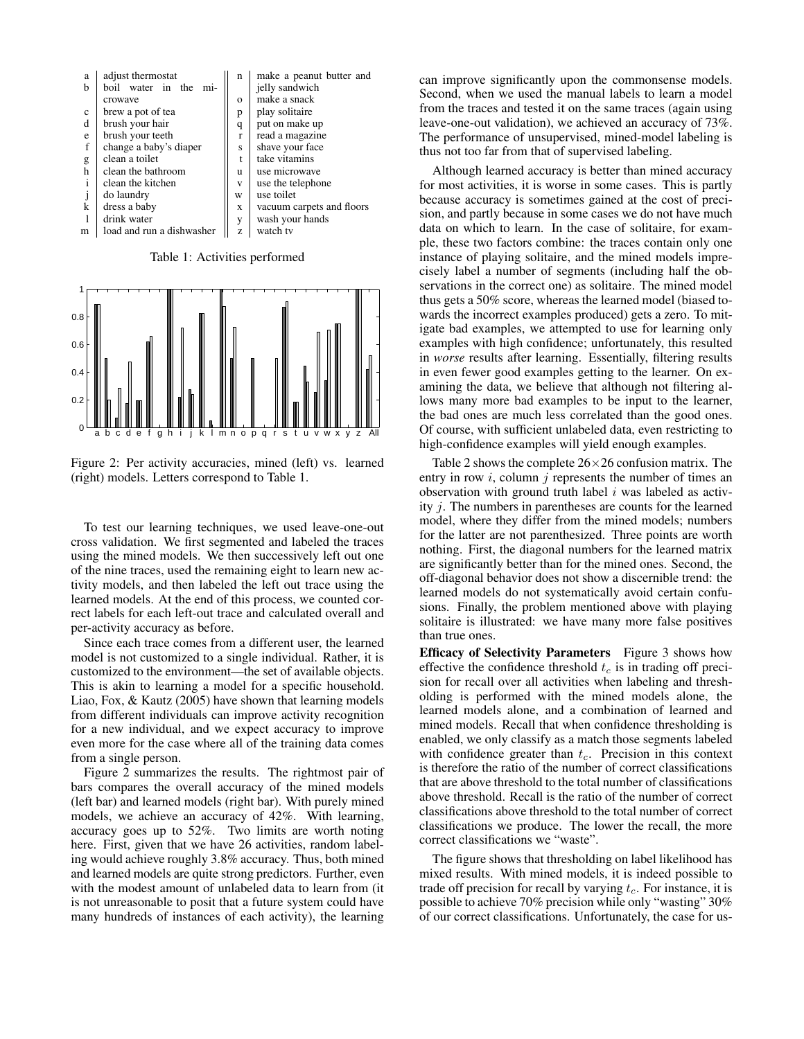| | | | | |
|---|---|---|---|---|
| a | adjust thermostat | | n | make a peanut butter and jelly sandwich |
| b | boil water in the microwave | | o | make a snack |
| c | brew a pot of tea | | p | play solitaire |
| d | brush your hair | | q | put on make up |
| e | brush your teeth | | r | read a magazine |
| f | change a baby's diaper | | s | shave your face |
| g | clean a toilet | | t | take vitamins |
| h | clean the bathroom | | u | use microwave |
| i | clean the kitchen | | v | use the telephone |
| j | do laundry | | w | use toilet |
| k | dress a baby | | x | vacuum carpets and floors |
| l | drink water | | y | wash your hands |
| m | load and run a dishwasher | | z | watch tv |

Table 1: Activities performed

Figure 2: Per activity accuracies, mined (left) vs. learned (right) models. Letters correspond to Table 1.

To test our learning techniques, we used leave-one-out cross validation. We first segmented and labeled the traces using the mined models. We then successively left out one of the nine traces, used the remaining eight to learn new activity models, and then labeled the left out trace using the learned models. At the end of this process, we counted correct labels for each left-out trace and calculated overall and per-activity accuracy as before.

Since each trace comes from a different user, the learned model is not customized to a single individual. Rather, it is customized to the environment—the set of available objects. This is akin to learning a model for a specific household. Liao, Fox, & Kautz (2005) have shown that learning models from different individuals can improve activity recognition for a new individual, and we expect accuracy to improve even more for the case where all of the training data comes from a single person.

Figure 2 summarizes the results. The rightmost pair of bars compares the overall accuracy of the mined models (left bar) and learned models (right bar). With purely mined models, we achieve an accuracy of 42%. With learning, accuracy goes up to 52%. Two limits are worth noting here. First, given that we have 26 activities, random labeling would achieve roughly 3.8% accuracy. Thus, both mined and learned models are quite strong predictors. Further, even with the modest amount of unlabeled data to learn from (it is not unreasonable to posit that a future system could have many hundreds of instances of each activity), the learning can improve significantly upon the commonsense models. Second, when we used the manual labels to learn a model from the traces and tested it on the same traces (again using leave-one-out validation), we achieved an accuracy of 73%. The performance of unsupervised, mined-model labeling is thus not too far from that of supervised labeling.

Although learned accuracy is better than mined accuracy for most activities, it is worse in some cases. This is partly because accuracy is sometimes gained at the cost of precision, and partly because in some cases we do not have much data on which to learn. In the case of solitaire, for example, these two factors combine: the traces contain only one instance of playing solitaire, and the mined models imprecisely label a number of segments (including half the observations in the correct one) as solitaire. The mined model thus gets a 50% score, whereas the learned model (biased towards the incorrect examples produced) gets a zero. To mitigate bad examples, we attempted to use for learning only examples with high confidence; unfortunately, this resulted in *worse* results after learning. Essentially, filtering results in even fewer good examples getting to the learner. On examining the data, we believe that although not filtering allows many more bad examples to be input to the learner, the bad ones are much less correlated than the good ones. Of course, with sufficient unlabeled data, even restricting to high-confidence examples will yield enough examples.

Table 2 shows the complete $26 \times 26$ confusion matrix. The entry in row $i$, column $j$ represents the number of times an observation with ground truth label $i$ was labeled as activity $j$. The numbers in parentheses are counts for the learned model, where they differ from the mined models; numbers for the latter are not parenthesized. Three points are worth nothing. First, the diagonal numbers for the learned matrix are significantly better than for the mined ones. Second, the off-diagonal behavior does not show a discernible trend: the learned models do not systematically avoid certain confusions. Finally, the problem mentioned above with playing solitaire is illustrated: we have many more false positives than true ones.

**Efficacy of Selectivity Parameters** Figure 3 shows how effective the confidence threshold $t_c$ is in trading off precision for recall over all activities when labeling and thresholding is performed with the mined models alone, the learned models alone, and a combination of learned and mined models. Recall that when confidence thresholding is enabled, we only classify as a match those segments labeled with confidence greater than $t_c$. Precision in this context is therefore the ratio of the number of correct classifications that are above threshold to the total number of classifications above threshold. Recall is the ratio of the number of correct classifications above threshold to the total number of correct classifications we produce. The lower the recall, the more correct classifications we "waste".

The figure shows that thresholding on label likelihood has mixed results. With mined models, it is indeed possible to trade off precision for recall by varying $t_c$. For instance, it is possible to achieve 70% precision while only "wasting" 30% of our correct classifications. Unfortunately, the case for us-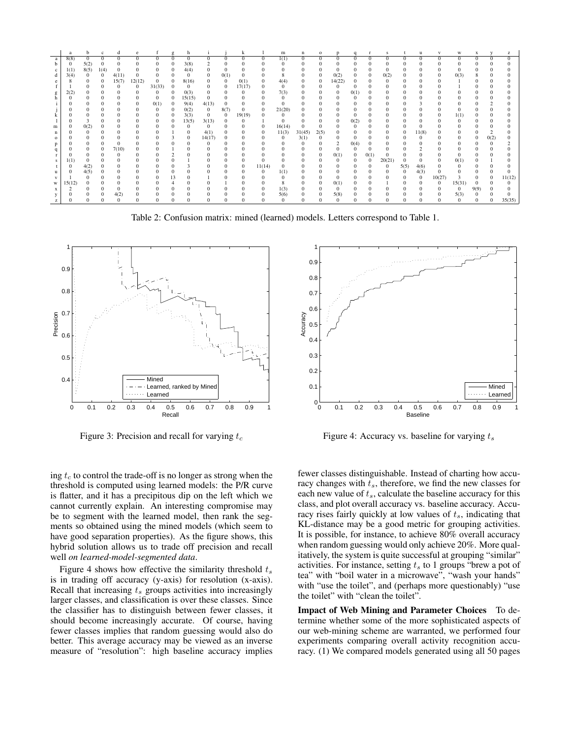|   | a | b | c | d | e | f | g | h | i | j | k | l | m | n | o | p | q | r | s | t | u | v | w | x | y | z |
|---|---|---|---|---|---|---|---|---|---|---|---|---|---|---|---|---|---|---|---|---|---|---|---|---|---|---|
| a | 8(8) | 0 | 0 | 0 | 0 | 0 | 0 | 0 | 0 | 0 | 0 | 0 | 1(1) | 0 | 0 | 0 | 0 | 0 | 0 | 0 | 0 | 0 | 0 | 0 | 0 | 0 |
| b | 0 | 5(2) | 0 | 0 | 0 | 0 | 0 | 3(8) | 2 | 0 | 0 | 0 | 0 | 0 | 0 | 0 | 0 | 0 | 0 | 0 | 0 | 0 | 0 | 0 | 0 | 0 |
| c | 1(1) | 8(5) | 1(4) | 0 | 0 | 0 | 0 | 4(4) | 0 | 0 | 0 | 0 | 0 | 0 | 0 | 0 | 0 | 0 | 0 | 0 | 0 | 0 | 0 | 0 | 0 | 0 |
| d | 3(4) | 0 | 0 | 4(11) | 0 | 0 | 0 | 0 | 0 | 0(1) | 0 | 0 | 8 | 0 | 0 | 0(2) | 0 | 0 | 0(2) | 0 | 0 | 0 | 0(3) | 8 | 0 | 0 |
| e | 8 | 0 | 0 | 15(7) | 12(12) | 0 | 0 | 8(16) | 0 | 0 | 0(1) | 0 | 4(4) | 0 | 0 | 14(22) | 0 | 0 | 0 | 0 | 0 | 0 | 1 | 0 | 0 | 0 |
| f | 1 | 0 | 0 | 0 | 0 | 31(33) | 0 | 0 | 0 | 0 | 17(17) | 0 | 0 | 0 | 0 | 0 | 0 | 0 | 0 | 0 | 0 | 0 | 1 | 0 | 0 | 0 |
| g | 2(2) | 0 | 0 | 0 | 0 | 0 | 0 | 0(3) | 0 | 0 | 0 | 0 | 7(3) | 0 | 0 | 0 | 0(1) | 0 | 0 | 0 | 0 | 0 | 0 | 0 | 0 | 0 |
| h | 0 | 0 | 0 | 0 | 0 | 0 | 0 | 15(15) | 0 | 0 | 0 | 0 | 0 | 0 | 0 | 0 | 0 | 0 | 0 | 0 | 0 | 0 | 0 | 0 | 0 | 0 |
| i | 0 | 0 | 0 | 0 | 0 | 0(1) | 0 | 9(4) | 4(13) | 0 | 0 | 0 | 0 | 0 | 0 | 0 | 0 | 0 | 0 | 0 | 3 | 0 | 0 | 0 | 2 | 0 |
| j | 0 | 0 | 0 | 0 | 0 | 0 | 0 | 0(2) | 0 | 8(7) | 0 | 0 | 21(20) | 0 | 0 | 0 | 0 | 0 | 0 | 0 | 0 | 0 | 0 | 0 | 0 | 0 |
| k | 0 | 0 | 0 | 0 | 0 | 0 | 0 | 3(3) | 0 | 0 | 19(19) | 0 | 0 | 0 | 0 | 0 | 0 | 0 | 0 | 0 | 0 | 0 | 1(1) | 0 | 0 | 0 |
| l | 0 | 3 | 0 | 0 | 0 | 0 | 0 | 13(5) | 3(13) | 0 | 0 | 1 | 0 | 0 | 0 | 0 | 0(2) | 0 | 0 | 0 | 0 | 0 | 0 | 0 | 0 | 0 |
| m | 0 | 0(2) | 0 | 0 | 0 | 0 | 0 | 0 | 0 | 0 | 0 | 0 | 16(14) | 0 | 0 | 0 | 0 | 0 | 0 | 0 | 0 | 0 | 0 | 0 | 0 | 0 |
| n | 0 | 0 | 0 | 0 | 0 | 0 | 1 | 0 | 4(1) | 0 | 0 | 0 | 11(3) | 31(45) | 2(5) | 0 | 0 | 0 | 0 | 0 | 11(8) | 0 | 0 | 0 | 2 | 0 |
| o | 0 | 0 | 0 | 0 | 0 | 0 | 3 | 0 | 14(17) | 0 | 0 | 0 | 0 | 3(1) | 0 | 0 | 0 | 0 | 0 | 0 | 0 | 0 | 0 | 0 | 0(2) | 0 |
| p | 0 | 0 | 0 | 0 | 0 | 0 | 0 | 0 | 0 | 0 | 0 | 0 | 0 | 0 | 0 | 2 | 0(4) | 0 | 0 | 0 | 0 | 0 | 0 | 0 | 0 | 2 |
| q | 0 | 0 | 0 | 7(10) | 0 | 0 | 1 | 0 | 0 | 0 | 0 | 0 | 0 | 0 | 0 | 0 | 0 | 0 | 0 | 0 | 2 | 0 | 0 | 0 | 0 | 0 |
| r | 0 | 0 | 0 | 0 | 0 | 0 | 2 | 0 | 0 | 0 | 0 | 0 | 0 | 0 | 0 | 0(1) | 0 | 0(1) | 0 | 0 | 0 | 0 | 0 | 0 | 0 | 0 |
| s | 1(1) | 0 | 0 | 0 | 0 | 0 | 0 | 1 | 0 | 0 | 0 | 0 | 0 | 0 | 0 | 0 | 0 | 0 | 20(21) | 0 | 0 | 0 | 0(1) | 0 | 1 | 0 |
| t | 0 | 4(2) | 0 | 0 | 0 | 0 | 0 | 3 | 0 | 0 | 0 | 11(14) | 0 | 0 | 0 | 0 | 0 | 0 | 0 | 5(5) | 4(6) | 0 | 0 | 0 | 0 | 0 |
| u | 0 | 4(5) | 0 | 0 | 0 | 0 | 0 | 0 | 0 | 0 | 0 | 0 | 1(1) | 0 | 0 | 0 | 0 | 0 | 0 | 0 | 4(3) | 0 | 0 | 0 | 0 | 0 |
| v | 1 | 0 | 0 | 0 | 0 | 0 | 13 | 0 | 1 | 0 | 0 | 0 | 0 | 0 | 0 | 0 | 0 | 0 | 0 | 0 | 0 | 10(27) | 3 | 0 | 0 | 11(12) |
| w | 15(12) | 0 | 0 | 0 | 0 | 0 | 4 | 0 | 0 | 1 | 0 | 0 | 8 | 0 | 0 | 0(1) | 0 | 0 | 1 | 0 | 0 | 0 | 15(31) | 0 | 0 | 0 |
| x | 2 | 0 | 0 | 0 | 0 | 0 | 0 | 0 | 0 | 0 | 0 | 0 | 1(3) | 0 | 0 | 0 | 0 | 0 | 0 | 0 | 0 | 0 | 0 | 9(9) | 0 | 0 |
| y | 0 | 0 | 0 | 4(2) | 0 | 0 | 0 | 0 | 0 | 0 | 0 | 0 | 5(6) | 0 | 0 | 5(8) | 0 | 0 | 0 | 0 | 0 | 0 | 5(3) | 0 | 0 | 0 |
| z | 0 | 0 | 0 | 0 | 0 | 0 | 0 | 0 | 0 | 0 | 0 | 0 | 0 | 0 | 0 | 0 | 0 | 0 | 0 | 0 | 0 | 0 | 0 | 0 | 0 | 35(35) |

Table 2: Confusion matrix: mined (learned) models. Letters correspond to Table 1.

Figure 3: Precision and recall for varying $t_c$

Figure 4: Accuracy vs. baseline for varying $t_s$

ing $t_c$ to control the trade-off is no longer as strong when the threshold is computed using learned models: the P/R curve is flatter, and it has a precipitous dip on the left which we cannot currently explain. An interesting compromise may be to segment with the learned model, then rank the segments so obtained using the mined models (which seem to have good separation properties). As the figure shows, this hybrid solution allows us to trade off precision and recall well *on learned-model-segmented data*.

Figure 4 shows how effective the similarity threshold $t_s$ is in trading off accuracy (y-axis) for resolution (x-axis). Recall that increasing $t_s$ groups activities into increasingly larger classes, and classification is over these classes. Since the classifier has to distinguish between fewer classes, it should become increasingly accurate. Of course, having fewer classes implies that random guessing would also do better. This average accuracy may be viewed as an inverse measure of "resolution": high baseline accuracy implies fewer classes distinguishable. Instead of charting how accuracy changes with $t_s$, therefore, we find the new classes for each new value of $t_s$, calculate the baseline accuracy for this class, and plot overall accuracy vs. baseline accuracy. Accuracy rises fairly quickly at low values of $t_s$, indicating that KL-distance may be a good metric for grouping activities. It is possible, for instance, to achieve 80% overall accuracy when random guessing would only achieve 20%. More qualitatively, the system is quite successful at grouping "similar" activities. For instance, setting $t_s$ to 1 groups "brew a pot of tea" with "boil water in a microwave", "wash your hands" with "use the toilet", and (perhaps more questionably) "use the toilet" with "clean the toilet".

**Impact of Web Mining and Parameter Choices** To determine whether some of the more sophisticated aspects of our web-mining scheme are warranted, we performed four experiments comparing overall activity recognition accuracy. (1) We compared models generated using all 50 pages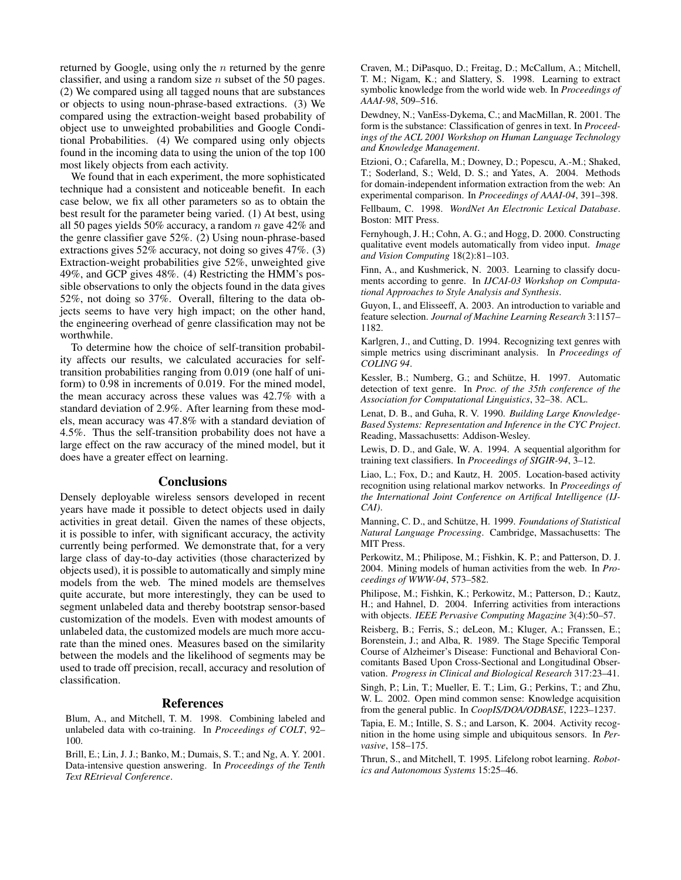returned by Google, using only the $n$ returned by the genre classifier, and using a random size $n$ subset of the 50 pages. (2) We compared using all tagged nouns that are substances or objects to using noun-phrase-based extractions. (3) We compared using the extraction-weight based probability of object use to unweighted probabilities and Google Conditional Probabilities. (4) We compared using only objects found in the incoming data to using the union of the top 100 most likely objects from each activity.

We found that in each experiment, the more sophisticated technique had a consistent and noticeable benefit. In each case below, we fix all other parameters so as to obtain the best result for the parameter being varied. (1) At best, using all 50 pages yields 50% accuracy, a random $n$ gave 42% and the genre classifier gave 52%. (2) Using noun-phrase-based extractions gives 52% accuracy, not doing so gives 47%. (3) Extraction-weight probabilities give 52%, unweighted give 49%, and GCP gives 48%. (4) Restricting the HMM's possible observations to only the objects found in the data gives 52%, not doing so 37%. Overall, filtering to the data objects seems to have very high impact; on the other hand, the engineering overhead of genre classification may not be worthwhile.

To determine how the choice of self-transition probability affects our results, we calculated accuracies for self-transition probabilities ranging from 0.019 (one half of uniform) to 0.98 in increments of 0.019. For the mined model, the mean accuracy across these values was 42.7% with a standard deviation of 2.9%. After learning from these models, mean accuracy was 47.8% with a standard deviation of 4.5%. Thus the self-transition probability does not have a large effect on the raw accuracy of the mined model, but it does have a greater effect on learning.

## Conclusions

Densely deployable wireless sensors developed in recent years have made it possible to detect objects used in daily activities in great detail. Given the names of these objects, it is possible to infer, with significant accuracy, the activity currently being performed. We demonstrate that, for a very large class of day-to-day activities (those characterized by objects used), it is possible to automatically and simply mine models from the web. The mined models are themselves quite accurate, but more interestingly, they can be used to segment unlabeled data and thereby bootstrap sensor-based customization of the models. Even with modest amounts of unlabeled data, the customized models are much more accurate than the mined ones. Measures based on the similarity between the models and the likelihood of segments may be used to trade off precision, recall, accuracy and resolution of classification.

## References

Blum, A., and Mitchell, T. M. 1998. Combining labeled and unlabeled data with co-training. In *Proceedings of COLT*, 92–100.

Brill, E.; Lin, J. J.; Banko, M.; Dumais, S. T.; and Ng, A. Y. 2001. Data-intensive question answering. In *Proceedings of the Tenth Text REtrieval Conference*.

Craven, M.; DiPasquo, D.; Freitag, D.; McCallum, A.; Mitchell, T. M.; Nigam, K.; and Slattery, S. 1998. Learning to extract symbolic knowledge from the world wide web. In *Proceedings of AAAI-98*, 509–516.

Dewdney, N.; VanEss-Dykema, C.; and MacMillan, R. 2001. The form is the substance: Classification of genres in text. In *Proceedings of the ACL 2001 Workshop on Human Language Technology and Knowledge Management*.

Etzioni, O.; Cafarella, M.; Downey, D.; Popescu, A.-M.; Shaked, T.; Soderland, S.; Weld, D. S.; and Yates, A. 2004. Methods for domain-independent information extraction from the web: An experimental comparison. In *Proceedings of AAAI-04*, 391–398.

Fellbaum, C. 1998. *WordNet An Electronic Lexical Database*. Boston: MIT Press.

Fernyhough, J. H.; Cohn, A. G.; and Hogg, D. 2000. Constructing qualitative event models automatically from video input. *Image and Vision Computing* 18(2):81–103.

Finn, A., and Kushmerick, N. 2003. Learning to classify documents according to genre. In *IJCAI-03 Workshop on Computational Approaches to Style Analysis and Synthesis*.

Guyon, I., and Elisseeff, A. 2003. An introduction to variable and feature selection. *Journal of Machine Learning Research* 3:1157–1182.

Karlgren, J., and Cutting, D. 1994. Recognizing text genres with simple metrics using discriminant analysis. In *Proceedings of COLING 94*.

Kessler, B.; Numberg, G.; and Schütze, H. 1997. Automatic detection of text genre. In *Proc. of the 35th conference of the Association for Computational Linguistics*, 32–38. ACL.

Lenat, D. B., and Guha, R. V. 1990. *Building Large Knowledge-Based Systems: Representation and Inference in the CYC Project*. Reading, Massachusetts: Addison-Wesley.

Lewis, D. D., and Gale, W. A. 1994. A sequential algorithm for training text classifiers. In *Proceedings of SIGIR-94*, 3–12.

Liao, L.; Fox, D.; and Kautz, H. 2005. Location-based activity recognition using relational markov networks. In *Proceedings of the International Joint Conference on Artifical Intelligence (IJCAI)*.

Manning, C. D., and Schütze, H. 1999. *Foundations of Statistical Natural Language Processing*. Cambridge, Massachusetts: The MIT Press.

Perkowitz, M.; Philipose, M.; Fishkin, K. P.; and Patterson, D. J. 2004. Mining models of human activities from the web. In *Proceedings of WWW-04*, 573–582.

Philipose, M.; Fishkin, K.; Perkowitz, M.; Patterson, D.; Kautz, H.; and Hahnel, D. 2004. Inferring activities from interactions with objects. *IEEE Pervasive Computing Magazine* 3(4):50–57.

Reisberg, B.; Ferris, S.; deLeon, M.; Kluger, A.; Franssen, E.; Borenstein, J.; and Alba, R. 1989. The Stage Specific Temporal Course of Alzheimer's Disease: Functional and Behavioral Concomitants Based Upon Cross-Sectional and Longitudinal Observation. *Progress in Clinical and Biological Research* 317:23–41.

Singh, P.; Lin, T.; Mueller, E. T.; Lim, G.; Perkins, T.; and Zhu, W. L. 2002. Open mind common sense: Knowledge acquisition from the general public. In *CoopIS/DOA/ODBASE*, 1223–1237.

Tapia, E. M.; Intille, S. S.; and Larson, K. 2004. Activity recognition in the home using simple and ubiquitous sensors. In *Pervasive*, 158–175.

Thrun, S., and Mitchell, T. 1995. Lifelong robot learning. *Robotics and Autonomous Systems* 15:25–46.